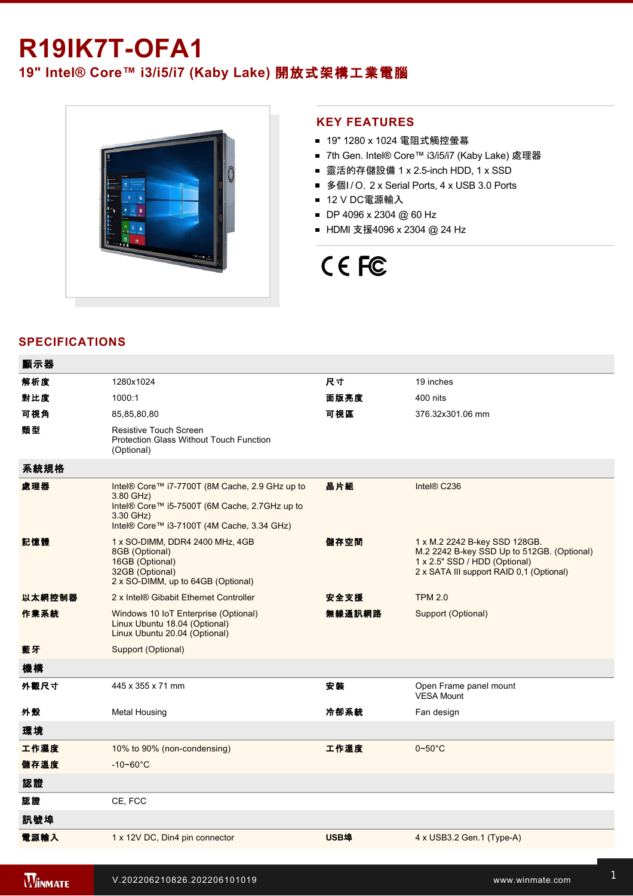# R19IK7T-OFA1

## 19" Intel® Core™ i3/i5/i7 (Kaby Lake) 開放式架構工業電腦

## KEY FEATURES

- 19" 1280 x 1024 電阻式觸控螢幕
- 7th Gen. Intel® Core™ i3/i5/i7 (Kaby Lake) 處理器
- 靈活的存儲設備 1 x 2.5-inch HDD, 1 x SSD
- 多個I / O, 2 x Serial Ports, 4 x USB 3.0 Ports
- 12 V DC電源輸入
- DP 4096 x 2304 @ 60 Hz
- HDMI 支援4096 x 2304 @ 24 Hz

## SPECIFICATIONS

| 顯示器 | | | |
|---|---|---|---|
| 解析度 | 1280x1024 | 尺寸 | 19 inches |
| 對比度 | 1000:1 | 面版亮度 | 400 nits |
| 可視角 | 85,85,80,80 | 可視區 | 376.32x301.06 mm |
| 類型 | Resistive Touch Screen<br>Protection Glass Without Touch Function (Optional) | | |
| **系統規格** | | | |
| 處理器 | Intel® Core™ i7-7700T (8M Cache, 2.9 GHz up to 3.80 GHz)<br>Intel® Core™ i5-7500T (6M Cache, 2.7GHz up to 3.30 GHz)<br>Intel® Core™ i3-7100T (4M Cache, 3.34 GHz) | 晶片組 | Intel® C236 |
| 記憶體 | 1 x SO-DIMM, DDR4 2400 MHz, 4GB<br>8GB (Optional)<br>16GB (Optional)<br>32GB (Optional)<br>2 x SO-DIMM, up to 64GB (Optional) | 儲存空間 | 1 x M.2 2242 B-key SSD 128GB.<br>M.2 2242 B-key SSD Up to 512GB. (Optional)<br>1 x 2.5" SSD / HDD (Optional)<br>2 x SATA III support RAID 0,1 (Optional) |
| 以太網控制器 | 2 x Intel® Gibabit Ethernet Controller | 安全支援 | TPM 2.0 |
| 作業系統 | Windows 10 IoT Enterprise (Optional)<br>Linux Ubuntu 18.04 (Optional)<br>Linux Ubuntu 20.04 (Optional) | 無線通訊網路 | Support (Optional) |
| 藍牙 | Support (Optional) | | |
| **機構** | | | |
| 外觀尺寸 | 445 x 355 x 71 mm | 安裝 | Open Frame panel mount<br>VESA Mount |
| 外殼 | Metal Housing | 冷卻系統 | Fan design |
| **環境** | | | |
| 工作濕度 | 10% to 90% (non-condensing) | 工作溫度 | 0~50°C |
| 儲存溫度 | -10~60°C | | |
| **認證** | | | |
| 認證 | CE, FCC | | |
| **訊號埠** | | | |
| 電源輸入 | 1 x 12V DC, Din4 pin connector | USB埠 | 4 x USB3.2 Gen.1 (Type-A) |

V.202206210826.202206101019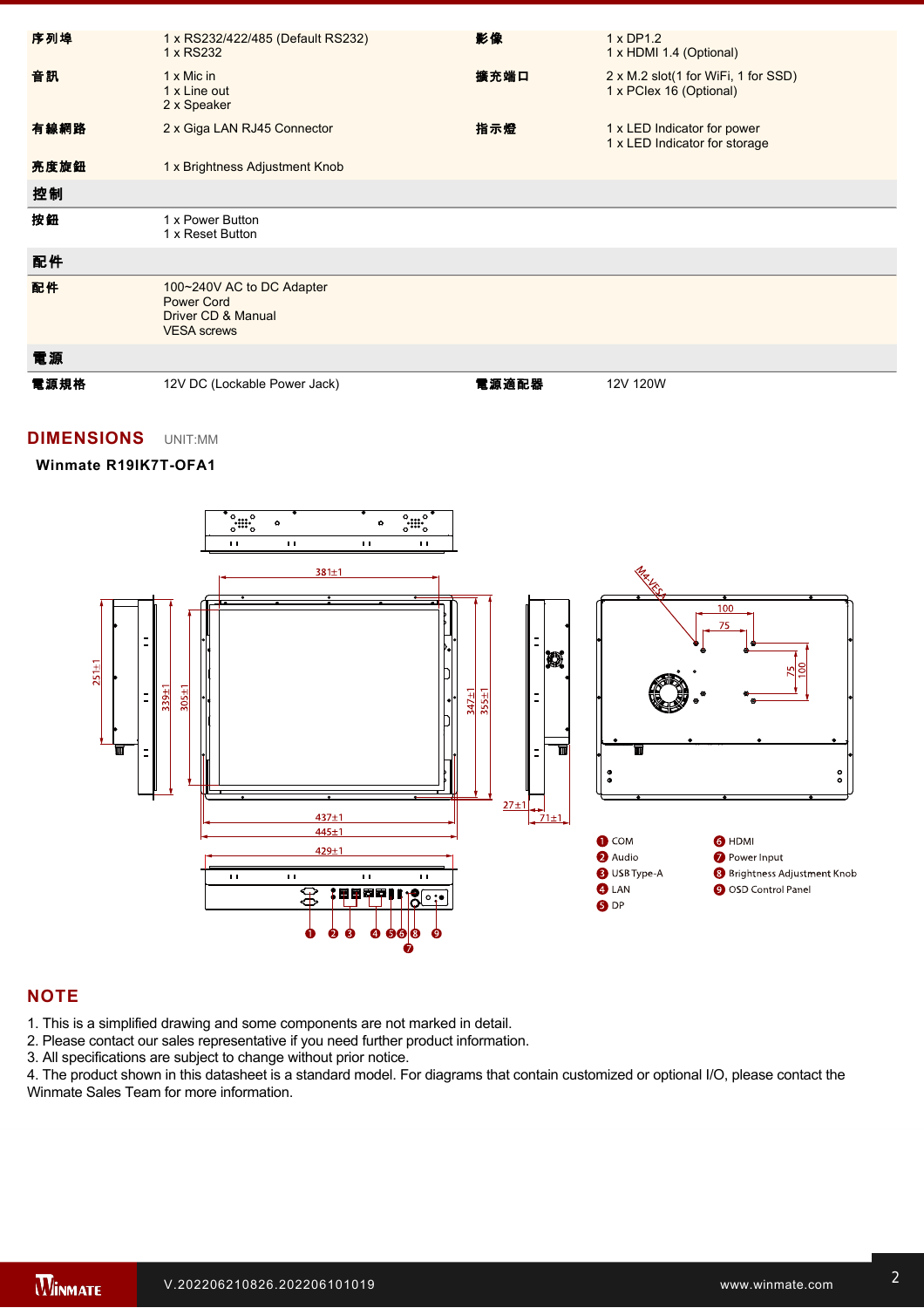| | | | |
|---|---|---|---|
| 序列埠 | 1 x RS232/422/485 (Default RS232)<br>1 x RS232 | 影像 | 1 x DP1.2<br>1 x HDMI 1.4 (Optional) |
| 音訊 | 1 x Mic in<br>1 x Line out<br>2 x Speaker | 擴充端口 | 2 x M.2 slot(1 for WiFi, 1 for SSD)<br>1 x PClex 16 (Optional) |
| 有線網路 | 2 x Giga LAN RJ45 Connector | 指示燈 | 1 x LED Indicator for power<br>1 x LED Indicator for storage |
| 亮度旋鈕 | 1 x Brightness Adjustment Knob | | |

## 控制

| | |
|---|---|
| 按鈕 | 1 x Power Button<br>1 x Reset Button |

## 配件

| | |
|---|---|
| 配件 | 100~240V AC to DC Adapter<br>Power Cord<br>Driver CD & Manual<br>VESA screws |

## 電源

| | | | |
|---|---|---|---|
| 電源規格 | 12V DC (Lockable Power Jack) | 電源適配器 | 12V 120W |

## DIMENSIONS UNIT:MM

**Winmate R19IK7T-OFA1**

381±1
251±1
339±1
305±1
347±1
355±1
27±1
71±1
437±1
445±1
429±1
M4 VESA
100
75
75
100

1 COM
2 Audio
3 USB Type-A
4 LAN
5 DP
6 HDMI
7 Power Input
8 Brightness Adjustment Knob
9 OSD Control Panel

## NOTE

1. This is a simplified drawing and some components are not marked in detail.
2. Please contact our sales representative if you need further product information.
3. All specifications are subject to change without prior notice.
4. The product shown in this datasheet is a standard model. For diagrams that contain customized or optional I/O, please contact the Winmate Sales Team for more information.